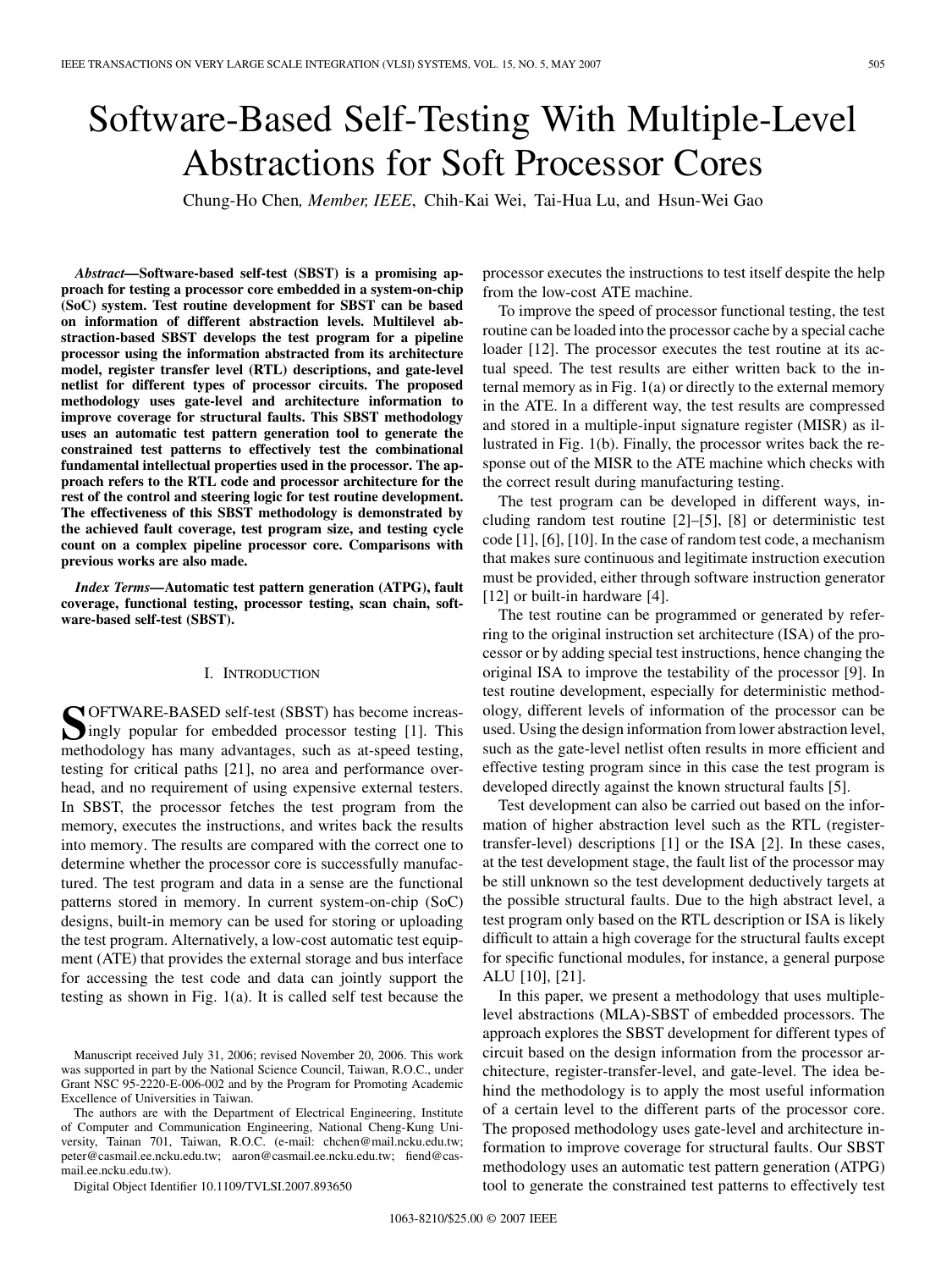# Software-Based Self-Testing With Multiple-Level Abstractions for Soft Processor Cores

Chung-Ho Chen, *Member, IEEE*, Chih-Kai Wei, Tai-Hua Lu, and Hsun-Wei Gao

***Abstract*—Software-based self-test (SBST) is a promising approach for testing a processor core embedded in a system-on-chip (SoC) system. Test routine development for SBST can be based on information of different abstraction levels. Multilevel abstraction-based SBST develops the test program for a pipeline processor using the information abstracted from its architecture model, register transfer level (RTL) descriptions, and gate-level netlist for different types of processor circuits. The proposed methodology uses gate-level and architecture information to improve coverage for structural faults. This SBST methodology uses an automatic test pattern generation tool to generate the constrained test patterns to effectively test the combinational fundamental intellectual properties used in the processor. The approach refers to the RTL code and processor architecture for the rest of the control and steering logic for test routine development. The effectiveness of this SBST methodology is demonstrated by the achieved fault coverage, test program size, and testing cycle count on a complex pipeline processor core. Comparisons with previous works are also made.**

***Index Terms*—Automatic test pattern generation (ATPG), fault coverage, functional testing, processor testing, scan chain, software-based self-test (SBST).**

## I. Introduction

SOFTWARE-BASED self-test (SBST) has become increasingly popular for embedded processor testing [1]. This methodology has many advantages, such as at-speed testing, testing for critical paths [21], no area and performance overhead, and no requirement of using expensive external testers. In SBST, the processor fetches the test program from the memory, executes the instructions, and writes back the results into memory. The results are compared with the correct one to determine whether the processor core is successfully manufactured. The test program and data in a sense are the functional patterns stored in memory. In current system-on-chip (SoC) designs, built-in memory can be used for storing or uploading the test program. Alternatively, a low-cost automatic test equipment (ATE) that provides the external storage and bus interface for accessing the test code and data can jointly support the testing as shown in Fig. 1(a). It is called self test because the processor executes the instructions to test itself despite the help from the low-cost ATE machine.

To improve the speed of processor functional testing, the test routine can be loaded into the processor cache by a special cache loader [12]. The processor executes the test routine at its actual speed. The test results are either written back to the internal memory as in Fig. 1(a) or directly to the external memory in the ATE. In a different way, the test results are compressed and stored in a multiple-input signature register (MISR) as illustrated in Fig. 1(b). Finally, the processor writes back the response out of the MISR to the ATE machine which checks with the correct result during manufacturing testing.

The test program can be developed in different ways, including random test routine [2]–[5], [8] or deterministic test code [1], [6], [10]. In the case of random test code, a mechanism that makes sure continuous and legitimate instruction execution must be provided, either through software instruction generator [12] or built-in hardware [4].

The test routine can be programmed or generated by referring to the original instruction set architecture (ISA) of the processor or by adding special test instructions, hence changing the original ISA to improve the testability of the processor [9]. In test routine development, especially for deterministic methodology, different levels of information of the processor can be used. Using the design information from lower abstraction level, such as the gate-level netlist often results in more efficient and effective testing program since in this case the test program is developed directly against the known structural faults [5].

Test development can also be carried out based on the information of higher abstraction level such as the RTL (register-transfer-level) descriptions [1] or the ISA [2]. In these cases, at the test development stage, the fault list of the processor may be still unknown so the test development deductively targets at the possible structural faults. Due to the high abstract level, a test program only based on the RTL description or ISA is likely difficult to attain a high coverage for the structural faults except for specific functional modules, for instance, a general purpose ALU [10], [21].

In this paper, we present a methodology that uses multiple-level abstractions (MLA)-SBST of embedded processors. The approach explores the SBST development for different types of circuit based on the design information from the processor architecture, register-transfer-level, and gate-level. The idea behind the methodology is to apply the most useful information of a certain level to the different parts of the processor core. The proposed methodology uses gate-level and architecture information to improve coverage for structural faults. Our SBST methodology uses an automatic test pattern generation (ATPG) tool to generate the constrained test patterns to effectively test

Manuscript received July 31, 2006; revised November 20, 2006. This work was supported in part by the National Science Council, Taiwan, R.O.C., under Grant NSC 95-2220-E-006-002 and by the Program for Promoting Academic Excellence of Universities in Taiwan.

The authors are with the Department of Electrical Engineering, Institute of Computer and Communication Engineering, National Cheng-Kung University, Tainan 701, Taiwan, R.O.C. (e-mail: chchen@mail.ncku.edu.tw; peter@casmail.ee.ncku.edu.tw; aaron@casmail.ee.ncku.edu.tw; fiend@casmail.ee.ncku.edu.tw).

Digital Object Identifier 10.1109/TVLSI.2007.893650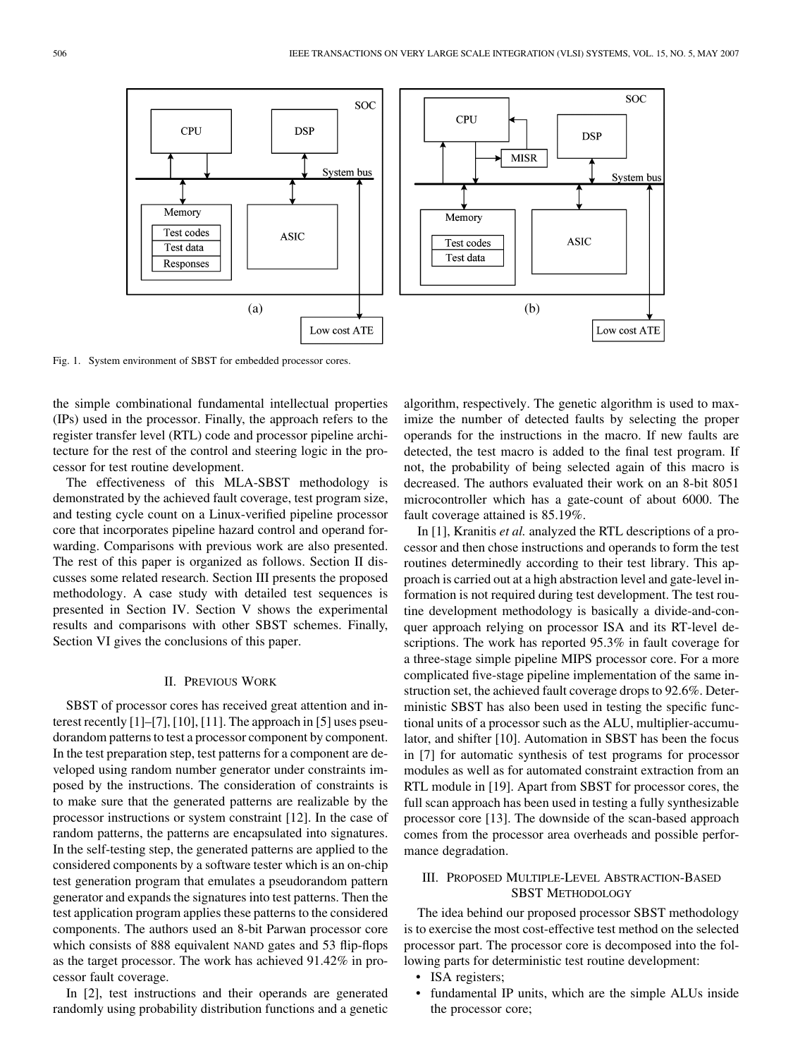Fig. 1. System environment of SBST for embedded processor cores.

the simple combinational fundamental intellectual properties (IPs) used in the processor. Finally, the approach refers to the register transfer level (RTL) code and processor pipeline architecture for the rest of the control and steering logic in the processor for test routine development.

The effectiveness of this MLA-SBST methodology is demonstrated by the achieved fault coverage, test program size, and testing cycle count on a Linux-verified pipeline processor core that incorporates pipeline hazard control and operand forwarding. Comparisons with previous work are also presented. The rest of this paper is organized as follows. Section II discusses some related research. Section III presents the proposed methodology. A case study with detailed test sequences is presented in Section IV. Section V shows the experimental results and comparisons with other SBST schemes. Finally, Section VI gives the conclusions of this paper.

## II. Previous Work

SBST of processor cores has received great attention and interest recently [1]–[7], [10], [11]. The approach in [5] uses pseudorandom patterns to test a processor component by component. In the test preparation step, test patterns for a component are developed using random number generator under constraints imposed by the instructions. The consideration of constraints is to make sure that the generated patterns are realizable by the processor instructions or system constraint [12]. In the case of random patterns, the patterns are encapsulated into signatures. In the self-testing step, the generated patterns are applied to the considered components by a software tester which is an on-chip test generation program that emulates a pseudorandom pattern generator and expands the signatures into test patterns. Then the test application program applies these patterns to the considered components. The authors used an 8-bit Parwan processor core which consists of 888 equivalent NAND gates and 53 flip-flops as the target processor. The work has achieved 91.42% in processor fault coverage.

In [2], test instructions and their operands are generated randomly using probability distribution functions and a genetic algorithm, respectively. The genetic algorithm is used to maximize the number of detected faults by selecting the proper operands for the instructions in the macro. If new faults are detected, the test macro is added to the final test program. If not, the probability of being selected again of this macro is decreased. The authors evaluated their work on an 8-bit 8051 microcontroller which has a gate-count of about 6000. The fault coverage attained is 85.19%.

In [1], Kranitis *et al.* analyzed the RTL descriptions of a processor and then chose instructions and operands to form the test routines determinedly according to their test library. This approach is carried out at a high abstraction level and gate-level information is not required during test development. The test routine development methodology is basically a divide-and-conquer approach relying on processor ISA and its RT-level descriptions. The work has reported 95.3% in fault coverage for a three-stage simple pipeline MIPS processor core. For a more complicated five-stage pipeline implementation of the same instruction set, the achieved fault coverage drops to 92.6%. Deterministic SBST has also been used in testing the specific functional units of a processor such as the ALU, multiplier-accumulator, and shifter [10]. Automation in SBST has been the focus in [7] for automatic synthesis of test programs for processor modules as well as for automated constraint extraction from an RTL module in [19]. Apart from SBST for processor cores, the full scan approach has been used in testing a fully synthesizable processor core [13]. The downside of the scan-based approach comes from the processor area overheads and possible performance degradation.

## III. Proposed Multiple-Level Abstraction-Based SBST Methodology

The idea behind our proposed processor SBST methodology is to exercise the most cost-effective test method on the selected processor part. The processor core is decomposed into the following parts for deterministic test routine development:

- ISA registers;
- fundamental IP units, which are the simple ALUs inside the processor core;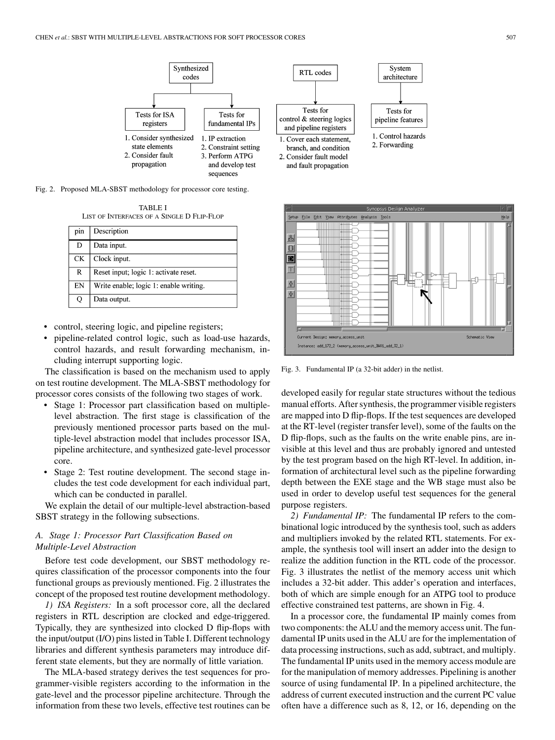Synthesized codes → Tests for ISA registers: 1. Consider synthesized state elements 2. Consider fault propagation; Tests for fundamental IPs: 1. IP extraction 2. Constraint setting 3. Perform ATPG and develop test sequences

RTL codes → Tests for control & steering logics and pipeline registers: 1. Cover each statement, branch, and condition 2. Consider fault model and fault propagation

System architecture → Tests for pipeline features: 1. Control hazards 2. Forwarding

Fig. 2. Proposed MLA-SBST methodology for processor core testing.

TABLE I
LIST OF INTERFACES OF A SINGLE D FLIP-FLOP

| pin | Description |
|---|---|
| D | Data input. |
| CK | Clock input. |
| R | Reset input; logic 1: activate reset. |
| EN | Write enable; logic 1: enable writing. |
| Q | Data output. |

- control, steering logic, and pipeline registers;
- pipeline-related control logic, such as load-use hazards, control hazards, and result forwarding mechanism, including interrupt supporting logic.

The classification is based on the mechanism used to apply on test routine development. The MLA-SBST methodology for processor cores consists of the following two stages of work.

- Stage 1: Processor part classification based on multiple-level abstraction. The first stage is classification of the previously mentioned processor parts based on the multiple-level abstraction model that includes processor ISA, pipeline architecture, and synthesized gate-level processor core.
- Stage 2: Test routine development. The second stage includes the test code development for each individual part, which can be conducted in parallel.

We explain the detail of our multiple-level abstraction-based SBST strategy in the following subsections.

### A. Stage 1: Processor Part Classification Based on Multiple-Level Abstraction

Before test code development, our SBST methodology requires classification of the processor components into the four functional groups as previously mentioned. Fig. 2 illustrates the concept of the proposed test routine development methodology.

*1) ISA Registers:* In a soft processor core, all the declared registers in RTL description are clocked and edge-triggered. Typically, they are synthesized into clocked D flip-flops with the input/output (I/O) pins listed in Table I. Different technology libraries and different synthesis parameters may introduce different state elements, but they are normally of little variation.

The MLA-based strategy derives the test sequences for programmer-visible registers according to the information in the gate-level and the processor pipeline architecture. Through the information from these two levels, effective test routines can be developed easily for regular state structures without the tedious manual efforts. After synthesis, the programmer visible registers are mapped into D flip-flops. If the test sequences are developed at the RT-level (register transfer level), some of the faults on the D flip-flops, such as the faults on the write enable pins, are invisible at this level and thus are probably ignored and untested by the test program based on the high RT-level. In addition, information of architectural level such as the pipeline forwarding depth between the EXE stage and the WB stage must also be used in order to develop useful test sequences for the general purpose registers.

Fig. 3. Fundamental IP (a 32-bit adder) in the netlist.

*2) Fundamental IP:* The fundamental IP refers to the combinational logic introduced by the synthesis tool, such as adders and multipliers invoked by the related RTL statements. For example, the synthesis tool will insert an adder into the design to realize the addition function in the RTL code of the processor. Fig. 3 illustrates the netlist of the memory access unit which includes a 32-bit adder. This adder's operation and interfaces, both of which are simple enough for an ATPG tool to produce effective constrained test patterns, are shown in Fig. 4.

In a processor core, the fundamental IP mainly comes from two components: the ALU and the memory access unit. The fundamental IP units used in the ALU are for the implementation of data processing instructions, such as add, subtract, and multiply. The fundamental IP units used in the memory access module are for the manipulation of memory addresses. Pipelining is another source of using fundamental IP. In a pipelined architecture, the address of current executed instruction and the current PC value often have a difference such as 8, 12, or 16, depending on the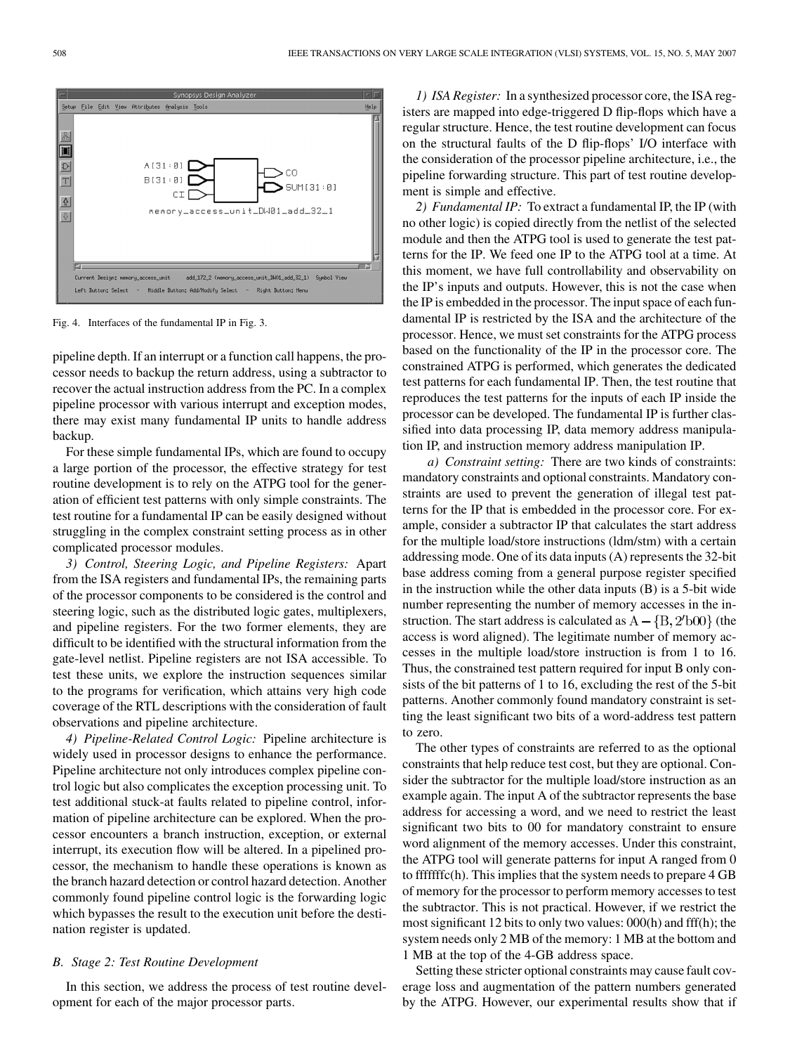Fig. 4. Interfaces of the fundamental IP in Fig. 3.

pipeline depth. If an interrupt or a function call happens, the processor needs to backup the return address, using a subtractor to recover the actual instruction address from the PC. In a complex pipeline processor with various interrupt and exception modes, there may exist many fundamental IP units to handle address backup.

For these simple fundamental IPs, which are found to occupy a large portion of the processor, the effective strategy for test routine development is to rely on the ATPG tool for the generation of efficient test patterns with only simple constraints. The test routine for a fundamental IP can be easily designed without struggling in the complex constraint setting process as in other complicated processor modules.

*3) Control, Steering Logic, and Pipeline Registers:* Apart from the ISA registers and fundamental IPs, the remaining parts of the processor components to be considered is the control and steering logic, such as the distributed logic gates, multiplexers, and pipeline registers. For the two former elements, they are difficult to be identified with the structural information from the gate-level netlist. Pipeline registers are not ISA accessible. To test these units, we explore the instruction sequences similar to the programs for verification, which attains very high code coverage of the RTL descriptions with the consideration of fault observations and pipeline architecture.

*4) Pipeline-Related Control Logic:* Pipeline architecture is widely used in processor designs to enhance the performance. Pipeline architecture not only introduces complex pipeline control logic but also complicates the exception processing unit. To test additional stuck-at faults related to pipeline control, information of pipeline architecture can be explored. When the processor encounters a branch instruction, exception, or external interrupt, its execution flow will be altered. In a pipelined processor, the mechanism to handle these operations is known as the branch hazard detection or control hazard detection. Another commonly found pipeline control logic is the forwarding logic which bypasses the result to the execution unit before the destination register is updated.

## B. Stage 2: Test Routine Development

In this section, we address the process of test routine development for each of the major processor parts.

*1) ISA Register:* In a synthesized processor core, the ISA registers are mapped into edge-triggered D flip-flops which have a regular structure. Hence, the test routine development can focus on the structural faults of the D flip-flops' I/O interface with the consideration of the processor pipeline architecture, i.e., the pipeline forwarding structure. This part of test routine development is simple and effective.

*2) Fundamental IP:* To extract a fundamental IP, the IP (with no other logic) is copied directly from the netlist of the selected module and then the ATPG tool is used to generate the test patterns for the IP. We feed one IP to the ATPG tool at a time. At this moment, we have full controllability and observability on the IP's inputs and outputs. However, this is not the case when the IP is embedded in the processor. The input space of each fundamental IP is restricted by the ISA and the architecture of the processor. Hence, we must set constraints for the ATPG process based on the functionality of the IP in the processor core. The constrained ATPG is performed, which generates the dedicated test patterns for each fundamental IP. Then, the test routine that reproduces the test patterns for the inputs of each IP inside the processor can be developed. The fundamental IP is further classified into data processing IP, data memory address manipulation IP, and instruction memory address manipulation IP.

*a) Constraint setting:* There are two kinds of constraints: mandatory constraints and optional constraints. Mandatory constraints are used to prevent the generation of illegal test patterns for the IP that is embedded in the processor core. For example, consider a subtractor IP that calculates the start address for the multiple load/store instructions (ldm/stm) with a certain addressing mode. One of its data inputs (A) represents the 32-bit base address coming from a general purpose register specified in the instruction while the other data inputs (B) is a 5-bit wide number representing the number of memory accesses in the instruction. The start address is calculated as $A - \{B, 2'b00\}$ (the access is word aligned). The legitimate number of memory accesses in the multiple load/store instruction is from 1 to 16. Thus, the constrained test pattern required for input B only consists of the bit patterns of 1 to 16, excluding the rest of the 5-bit patterns. Another commonly found mandatory constraint is setting the least significant two bits of a word-address test pattern to zero.

The other types of constraints are referred to as the optional constraints that help reduce test cost, but they are optional. Consider the subtractor for the multiple load/store instruction as an example again. The input A of the subtractor represents the base address for accessing a word, and we need to restrict the least significant two bits to 00 for mandatory constraint to ensure word alignment of the memory accesses. Under this constraint, the ATPG tool will generate patterns for input A ranged from 0 to fffffffc(h). This implies that the system needs to prepare 4 GB of memory for the processor to perform memory accesses to test the subtractor. This is not practical. However, if we restrict the most significant 12 bits to only two values: 000(h) and fff(h); the system needs only 2 MB of the memory: 1 MB at the bottom and 1 MB at the top of the 4-GB address space.

Setting these stricter optional constraints may cause fault coverage loss and augmentation of the pattern numbers generated by the ATPG. However, our experimental results show that if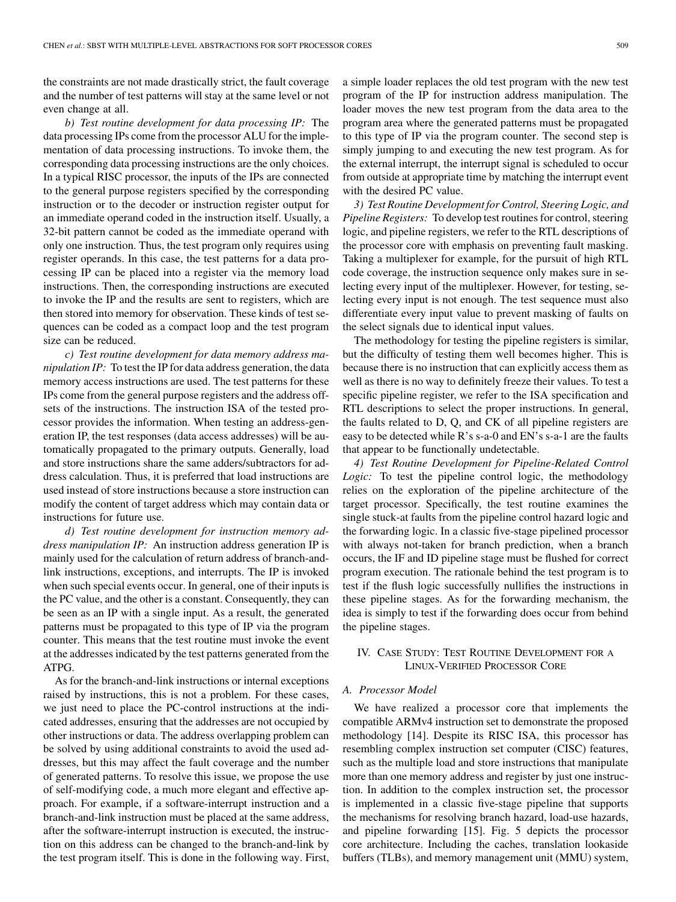the constraints are not made drastically strict, the fault coverage and the number of test patterns will stay at the same level or not even change at all.

*b) Test routine development for data processing IP:* The data processing IPs come from the processor ALU for the implementation of data processing instructions. To invoke them, the corresponding data processing instructions are the only choices. In a typical RISC processor, the inputs of the IPs are connected to the general purpose registers specified by the corresponding instruction or to the decoder or instruction register output for an immediate operand coded in the instruction itself. Usually, a 32-bit pattern cannot be coded as the immediate operand with only one instruction. Thus, the test program only requires using register operands. In this case, the test patterns for a data processing IP can be placed into a register via the memory load instructions. Then, the corresponding instructions are executed to invoke the IP and the results are sent to registers, which are then stored into memory for observation. These kinds of test sequences can be coded as a compact loop and the test program size can be reduced.

*c) Test routine development for data memory address manipulation IP:* To test the IP for data address generation, the data memory access instructions are used. The test patterns for these IPs come from the general purpose registers and the address offsets of the instructions. The instruction ISA of the tested processor provides the information. When testing an address-generation IP, the test responses (data access addresses) will be automatically propagated to the primary outputs. Generally, load and store instructions share the same adders/subtractors for address calculation. Thus, it is preferred that load instructions are used instead of store instructions because a store instruction can modify the content of target address which may contain data or instructions for future use.

*d) Test routine development for instruction memory address manipulation IP:* An instruction address generation IP is mainly used for the calculation of return address of branch-and-link instructions, exceptions, and interrupts. The IP is invoked when such special events occur. In general, one of their inputs is the PC value, and the other is a constant. Consequently, they can be seen as an IP with a single input. As a result, the generated patterns must be propagated to this type of IP via the program counter. This means that the test routine must invoke the event at the addresses indicated by the test patterns generated from the ATPG.

As for the branch-and-link instructions or internal exceptions raised by instructions, this is not a problem. For these cases, we just need to place the PC-control instructions at the indicated addresses, ensuring that the addresses are not occupied by other instructions or data. The address overlapping problem can be solved by using additional constraints to avoid the used addresses, but this may affect the fault coverage and the number of generated patterns. To resolve this issue, we propose the use of self-modifying code, a much more elegant and effective approach. For example, if a software-interrupt instruction and a branch-and-link instruction must be placed at the same address, after the software-interrupt instruction is executed, the instruction on this address can be changed to the branch-and-link by the test program itself. This is done in the following way. First, a simple loader replaces the old test program with the new test program of the IP for instruction address manipulation. The loader moves the new test program from the data area to the program area where the generated patterns must be propagated to this type of IP via the program counter. The second step is simply jumping to and executing the new test program. As for the external interrupt, the interrupt signal is scheduled to occur from outside at appropriate time by matching the interrupt event with the desired PC value.

*3) Test Routine Development for Control, Steering Logic, and Pipeline Registers:* To develop test routines for control, steering logic, and pipeline registers, we refer to the RTL descriptions of the processor core with emphasis on preventing fault masking. Taking a multiplexer for example, for the pursuit of high RTL code coverage, the instruction sequence only makes sure in selecting every input of the multiplexer. However, for testing, selecting every input is not enough. The test sequence must also differentiate every input value to prevent masking of faults on the select signals due to identical input values.

The methodology for testing the pipeline registers is similar, but the difficulty of testing them well becomes higher. This is because there is no instruction that can explicitly access them as well as there is no way to definitely freeze their values. To test a specific pipeline register, we refer to the ISA specification and RTL descriptions to select the proper instructions. In general, the faults related to D, Q, and CK of all pipeline registers are easy to be detected while R's s-a-0 and EN's s-a-1 are the faults that appear to be functionally undetectable.

*4) Test Routine Development for Pipeline-Related Control Logic:* To test the pipeline control logic, the methodology relies on the exploration of the pipeline architecture of the target processor. Specifically, the test routine examines the single stuck-at faults from the pipeline control hazard logic and the forwarding logic. In a classic five-stage pipelined processor with always not-taken for branch prediction, when a branch occurs, the IF and ID pipeline stage must be flushed for correct program execution. The rationale behind the test program is to test if the flush logic successfully nullifies the instructions in these pipeline stages. As for the forwarding mechanism, the idea is simply to test if the forwarding does occur from behind the pipeline stages.

## IV. Case Study: Test Routine Development for a Linux-Verified Processor Core

### *A. Processor Model*

We have realized a processor core that implements the compatible ARMv4 instruction set to demonstrate the proposed methodology [14]. Despite its RISC ISA, this processor has resembling complex instruction set computer (CISC) features, such as the multiple load and store instructions that manipulate more than one memory address and register by just one instruction. In addition to the complex instruction set, the processor is implemented in a classic five-stage pipeline that supports the mechanisms for resolving branch hazard, load-use hazards, and pipeline forwarding [15]. Fig. 5 depicts the processor core architecture. Including the caches, translation lookaside buffers (TLBs), and memory management unit (MMU) system,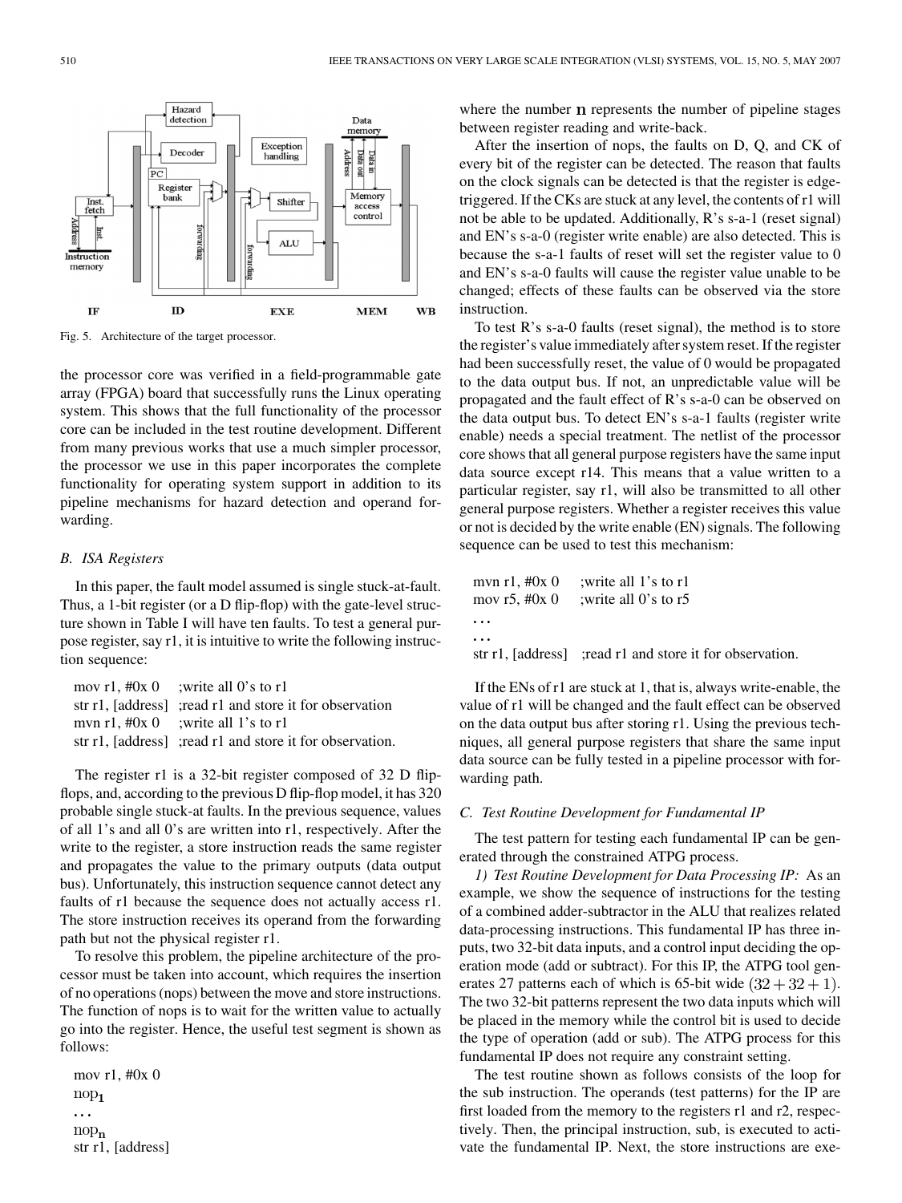Fig. 5. Architecture of the target processor.

the processor core was verified in a field-programmable gate array (FPGA) board that successfully runs the Linux operating system. This shows that the full functionality of the processor core can be included in the test routine development. Different from many previous works that use a much simpler processor, the processor we use in this paper incorporates the complete functionality for operating system support in addition to its pipeline mechanisms for hazard detection and operand forwarding.

### B. ISA Registers

In this paper, the fault model assumed is single stuck-at-fault. Thus, a 1-bit register (or a D flip-flop) with the gate-level structure shown in Table I will have ten faults. To test a general purpose register, say r1, it is intuitive to write the following instruction sequence:

```
mov r1, #0x 0      ;write all 0's to r1
str r1, [address]  ;read r1 and store it for observation
mvn r1, #0x 0      ;write all 1's to r1
str r1, [address]  ;read r1 and store it for observation.
```

The register r1 is a 32-bit register composed of 32 D flip-flops, and, according to the previous D flip-flop model, it has 320 probable single stuck-at faults. In the previous sequence, values of all 1's and all 0's are written into r1, respectively. After the write to the register, a store instruction reads the same register and propagates the value to the primary outputs (data output bus). Unfortunately, this instruction sequence cannot detect any faults of r1 because the sequence does not actually access r1. The store instruction receives its operand from the forwarding path but not the physical register r1.

To resolve this problem, the pipeline architecture of the processor must be taken into account, which requires the insertion of no operations (nops) between the move and store instructions. The function of nops is to wait for the written value to actually go into the register. Hence, the useful test segment is shown as follows:

```
mov r1, #0x 0
nop_1
...
nop_n
str r1, [address]
```

where the number $\mathbf{n}$ represents the number of pipeline stages between register reading and write-back.

After the insertion of nops, the faults on D, Q, and CK of every bit of the register can be detected. The reason that faults on the clock signals can be detected is that the register is edge-triggered. If the CKs are stuck at any level, the contents of r1 will not be able to be updated. Additionally, R's s-a-1 (reset signal) and EN's s-a-0 (register write enable) are also detected. This is because the s-a-1 faults of reset will set the register value to 0 and EN's s-a-0 faults will cause the register value unable to be changed; effects of these faults can be observed via the store instruction.

To test R's s-a-0 faults (reset signal), the method is to store the register's value immediately after system reset. If the register had been successfully reset, the value of 0 would be propagated to the data output bus. If not, an unpredictable value will be propagated and the fault effect of R's s-a-0 can be observed on the data output bus. To detect EN's s-a-1 faults (register write enable) needs a special treatment. The netlist of the processor core shows that all general purpose registers have the same input data source except r14. This means that a value written to a particular register, say r1, will also be transmitted to all other general purpose registers. Whether a register receives this value or not is decided by the write enable (EN) signals. The following sequence can be used to test this mechanism:

```
mvn r1, #0x 0      ;write all 1's to r1
mov r5, #0x 0      ;write all 0's to r5
...
...
str r1, [address]  ;read r1 and store it for observation.
```

If the ENs of r1 are stuck at 1, that is, always write-enable, the value of r1 will be changed and the fault effect can be observed on the data output bus after storing r1. Using the previous techniques, all general purpose registers that share the same input data source can be fully tested in a pipeline processor with forwarding path.

### C. Test Routine Development for Fundamental IP

The test pattern for testing each fundamental IP can be generated through the constrained ATPG process.

*1) Test Routine Development for Data Processing IP:* As an example, we show the sequence of instructions for the testing of a combined adder-subtractor in the ALU that realizes related data-processing instructions. This fundamental IP has three inputs, two 32-bit data inputs, and a control input deciding the operation mode (add or subtract). For this IP, the ATPG tool generates 27 patterns each of which is 65-bit wide $(32 + 32 + 1)$. The two 32-bit patterns represent the two data inputs which will be placed in the memory while the control bit is used to decide the type of operation (add or sub). The ATPG process for this fundamental IP does not require any constraint setting.

The test routine shown as follows consists of the loop for the sub instruction. The operands (test patterns) for the IP are first loaded from the memory to the registers r1 and r2, respectively. Then, the principal instruction, sub, is executed to activate the fundamental IP. Next, the store instructions are exe-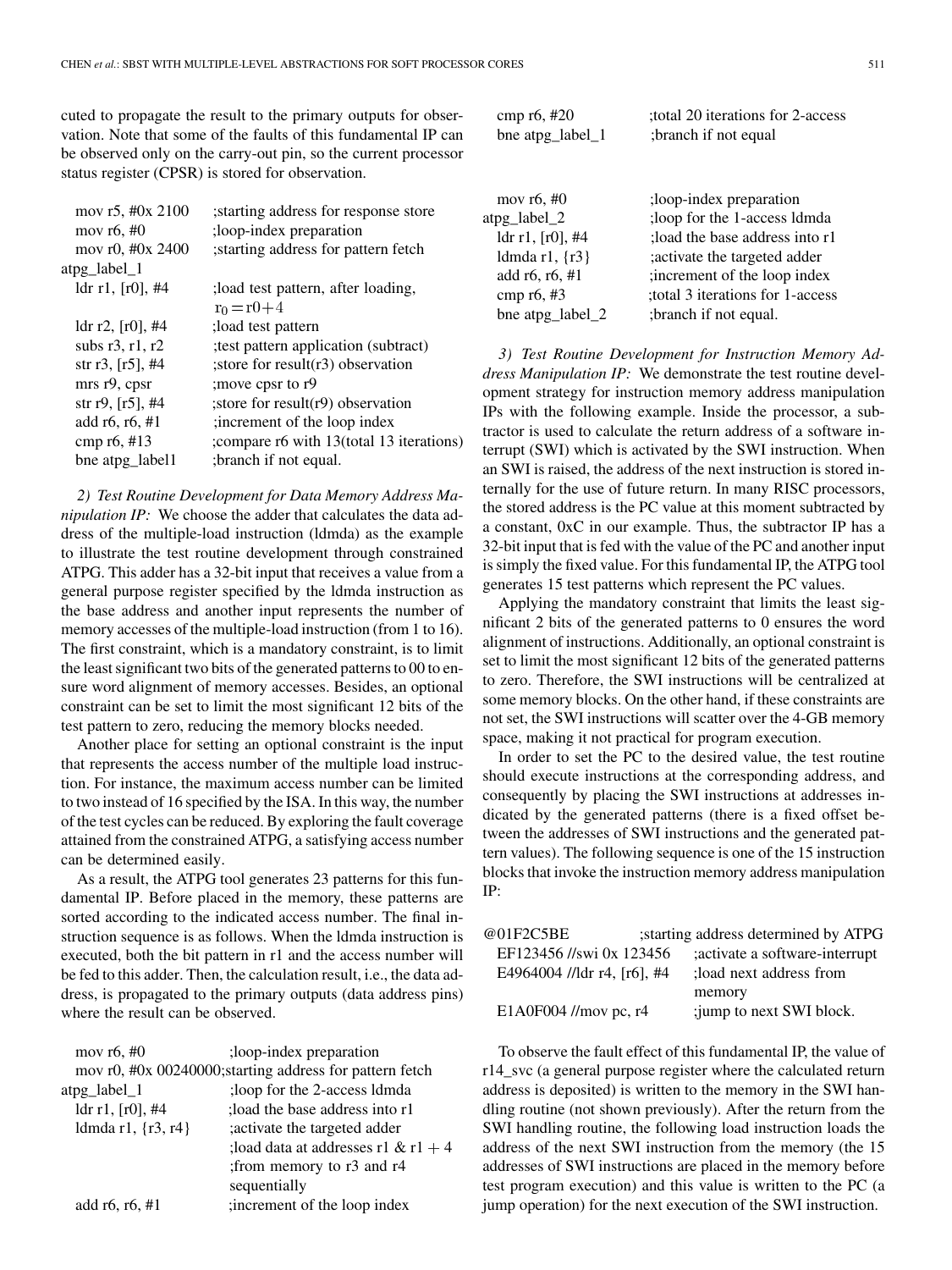cuted to propagate the result to the primary outputs for observation. Note that some of the faults of this fundamental IP can be observed only on the carry-out pin, so the current processor status register (CPSR) is stored for observation.

```
    mov r5, #0x 2100       ;starting address for response store
    mov r6, #0             ;loop-index preparation
    mov r0, #0x 2400       ;starting address for pattern fetch
atpg_label_1
    ldr r1, [r0], #4       ;load test pattern, after loading,
                           r0 = r0+4
    ldr r2, [r0], #4       ;load test pattern
    subs r3, r1, r2        ;test pattern application (subtract)
    str r3, [r5], #4       ;store for result(r3) observation
    mrs r9, cpsr           ;move cpsr to r9
    str r9, [r5], #4       ;store for result(r9) observation
    add r6, r6, #1         ;increment of the loop index
    cmp r6, #13            ;compare r6 with 13(total 13 iterations)
    bne atpg_label1        ;branch if not equal.
```

*2) Test Routine Development for Data Memory Address Manipulation IP:* We choose the adder that calculates the data address of the multiple-load instruction (ldmda) as the example to illustrate the test routine development through constrained ATPG. This adder has a 32-bit input that receives a value from a general purpose register specified by the ldmda instruction as the base address and another input represents the number of memory accesses of the multiple-load instruction (from 1 to 16). The first constraint, which is a mandatory constraint, is to limit the least significant two bits of the generated patterns to 00 to ensure word alignment of memory accesses. Besides, an optional constraint can be set to limit the most significant 12 bits of the test pattern to zero, reducing the memory blocks needed.

Another place for setting an optional constraint is the input that represents the access number of the multiple load instruction. For instance, the maximum access number can be limited to two instead of 16 specified by the ISA. In this way, the number of the test cycles can be reduced. By exploring the fault coverage attained from the constrained ATPG, a satisfying access number can be determined easily.

As a result, the ATPG tool generates 23 patterns for this fundamental IP. Before placed in the memory, these patterns are sorted according to the indicated access number. The final instruction sequence is as follows. When the ldmda instruction is executed, both the bit pattern in r1 and the access number will be fed to this adder. Then, the calculation result, i.e., the data address, is propagated to the primary outputs (data address pins) where the result can be observed.

```
    mov r6, #0             ;loop-index preparation
    mov r0, #0x 00240000;starting address for pattern fetch
atpg_label_1               ;loop for the 2-access ldmda
    ldr r1, [r0], #4       ;load the base address into r1
    ldmda r1, {r3, r4}     ;activate the targeted adder
                           ;load data at addresses r1 & r1 + 4
                           ;from memory to r3 and r4
                           sequentially
    add r6, r6, #1         ;increment of the loop index
    cmp r6, #20            ;total 20 iterations for 2-access
    bne atpg_label_1       ;branch if not equal


    mov r6, #0             ;loop-index preparation
atpg_label_2               ;loop for the 1-access ldmda
    ldr r1, [r0], #4       ;load the base address into r1
    ldmda r1, {r3}         ;activate the targeted adder
    add r6, r6, #1         ;increment of the loop index
    cmp r6, #3             ;total 3 iterations for 1-access
    bne atpg_label_2       ;branch if not equal.
```

*3) Test Routine Development for Instruction Memory Address Manipulation IP:* We demonstrate the test routine development strategy for instruction memory address manipulation IPs with the following example. Inside the processor, a subtractor is used to calculate the return address of a software interrupt (SWI) which is activated by the SWI instruction. When an SWI is raised, the address of the next instruction is stored internally for the use of future return. In many RISC processors, the stored address is the PC value at this moment subtracted by a constant, 0xC in our example. Thus, the subtractor IP has a 32-bit input that is fed with the value of the PC and another input is simply the fixed value. For this fundamental IP, the ATPG tool generates 15 test patterns which represent the PC values.

Applying the mandatory constraint that limits the least significant 2 bits of the generated patterns to 0 ensures the word alignment of instructions. Additionally, an optional constraint is set to limit the most significant 12 bits of the generated patterns to zero. Therefore, the SWI instructions will be centralized at some memory blocks. On the other hand, if these constraints are not set, the SWI instructions will scatter over the 4-GB memory space, making it not practical for program execution.

In order to set the PC to the desired value, the test routine should execute instructions at the corresponding address, and consequently by placing the SWI instructions at addresses indicated by the generated patterns (there is a fixed offset between the addresses of SWI instructions and the generated pattern values). The following sequence is one of the 15 instruction blocks that invoke the instruction memory address manipulation IP:

```
@01F2C5BE                      ;starting address determined by ATPG
    EF123456 //swi 0x 123456   ;activate a software-interrupt
    E4964004 //ldr r4, [r6], #4 ;load next address from
                               memory
    E1A0F004 //mov pc, r4      ;jump to next SWI block.
```

To observe the fault effect of this fundamental IP, the value of r14_svc (a general purpose register where the calculated return address is deposited) is written to the memory in the SWI handling routine (not shown previously). After the return from the SWI handling routine, the following load instruction loads the address of the next SWI instruction from the memory (the 15 addresses of SWI instructions are placed in the memory before test program execution) and this value is written to the PC (a jump operation) for the next execution of the SWI instruction.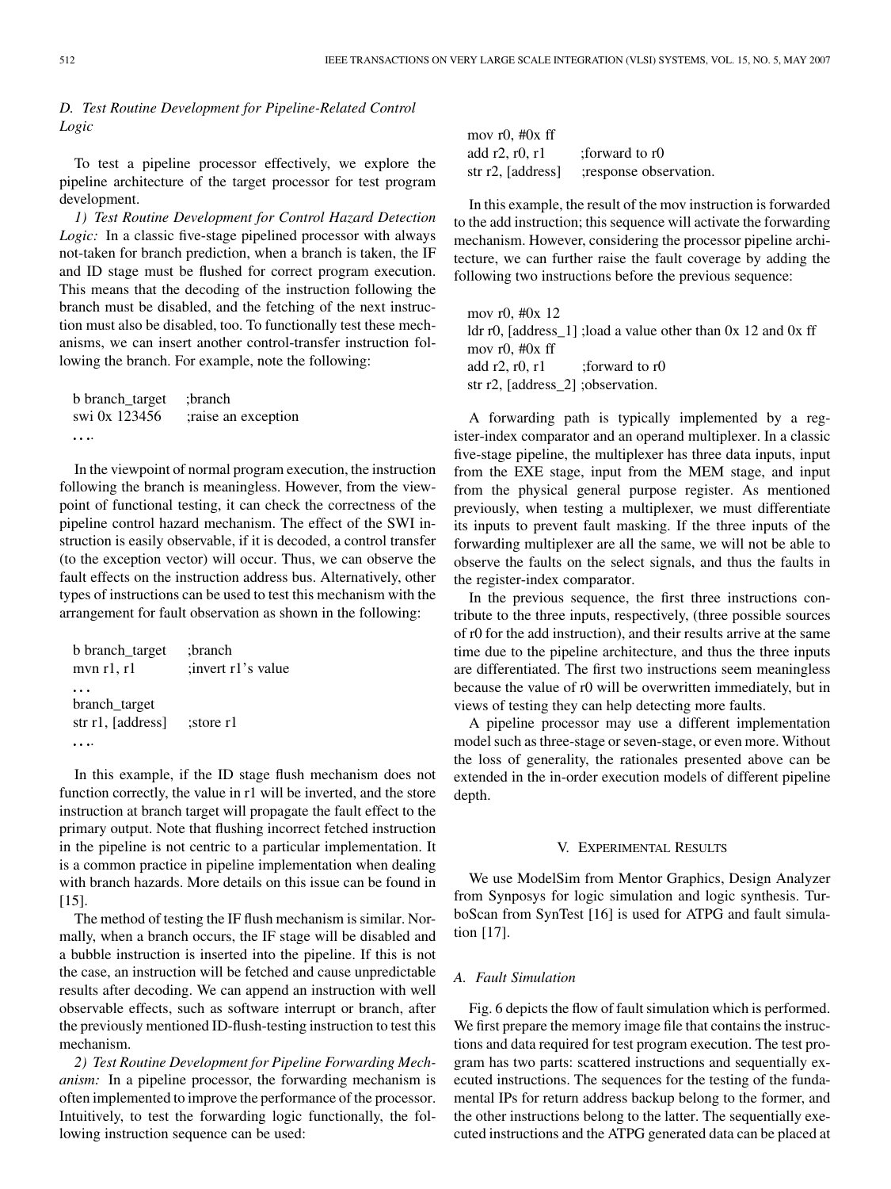### D. Test Routine Development for Pipeline-Related Control Logic

To test a pipeline processor effectively, we explore the pipeline architecture of the target processor for test program development.

*1) Test Routine Development for Control Hazard Detection Logic:* In a classic five-stage pipelined processor with always not-taken for branch prediction, when a branch is taken, the IF and ID stage must be flushed for correct program execution. This means that the decoding of the instruction following the branch must be disabled, and the fetching of the next instruction must also be disabled, too. To functionally test these mechanisms, we can insert another control-transfer instruction following the branch. For example, note the following:

```
b branch_target    ;branch
swi 0x 123456      ;raise an exception
....
```

In the viewpoint of normal program execution, the instruction following the branch is meaningless. However, from the viewpoint of functional testing, it can check the correctness of the pipeline control hazard mechanism. The effect of the SWI instruction is easily observable, if it is decoded, a control transfer (to the exception vector) will occur. Thus, we can observe the fault effects on the instruction address bus. Alternatively, other types of instructions can be used to test this mechanism with the arrangement for fault observation as shown in the following:

```
b branch_target    ;branch
mvn r1, r1         ;invert r1's value
...
branch_target
str r1, [address]  ;store r1
....
```

In this example, if the ID stage flush mechanism does not function correctly, the value in r1 will be inverted, and the store instruction at branch target will propagate the fault effect to the primary output. Note that flushing incorrect fetched instruction in the pipeline is not centric to a particular implementation. It is a common practice in pipeline implementation when dealing with branch hazards. More details on this issue can be found in [15].

The method of testing the IF flush mechanism is similar. Normally, when a branch occurs, the IF stage will be disabled and a bubble instruction is inserted into the pipeline. If this is not the case, an instruction will be fetched and cause unpredictable results after decoding. We can append an instruction with well observable effects, such as software interrupt or branch, after the previously mentioned ID-flush-testing instruction to test this mechanism.

*2) Test Routine Development for Pipeline Forwarding Mechanism:* In a pipeline processor, the forwarding mechanism is often implemented to improve the performance of the processor. Intuitively, to test the forwarding logic functionally, the following instruction sequence can be used:

```
mov r0, #0x ff
add r2, r0, r1       ;forward to r0
str r2, [address]    ;response observation.
```

In this example, the result of the mov instruction is forwarded to the add instruction; this sequence will activate the forwarding mechanism. However, considering the processor pipeline architecture, we can further raise the fault coverage by adding the following two instructions before the previous sequence:

```
mov r0, #0x 12
ldr r0, [address_1] ;load a value other than 0x 12 and 0x ff
mov r0, #0x ff
add r2, r0, r1       ;forward to r0
str r2, [address_2] ;observation.
```

A forwarding path is typically implemented by a register-index comparator and an operand multiplexer. In a classic five-stage pipeline, the multiplexer has three data inputs, input from the EXE stage, input from the MEM stage, and input from the physical general purpose register. As mentioned previously, when testing a multiplexer, we must differentiate its inputs to prevent fault masking. If the three inputs of the forwarding multiplexer are all the same, we will not be able to observe the faults on the select signals, and thus the faults in the register-index comparator.

In the previous sequence, the first three instructions contribute to the three inputs, respectively, (three possible sources of r0 for the add instruction), and their results arrive at the same time due to the pipeline architecture, and thus the three inputs are differentiated. The first two instructions seem meaningless because the value of r0 will be overwritten immediately, but in views of testing they can help detecting more faults.

A pipeline processor may use a different implementation model such as three-stage or seven-stage, or even more. Without the loss of generality, the rationales presented above can be extended in the in-order execution models of different pipeline depth.

## V. Experimental Results

We use ModelSim from Mentor Graphics, Design Analyzer from Synposys for logic simulation and logic synthesis. TurboScan from SynTest [16] is used for ATPG and fault simulation [17].

### A. Fault Simulation

Fig. 6 depicts the flow of fault simulation which is performed. We first prepare the memory image file that contains the instructions and data required for test program execution. The test program has two parts: scattered instructions and sequentially executed instructions. The sequences for the testing of the fundamental IPs for return address backup belong to the former, and the other instructions belong to the latter. The sequentially executed instructions and the ATPG generated data can be placed at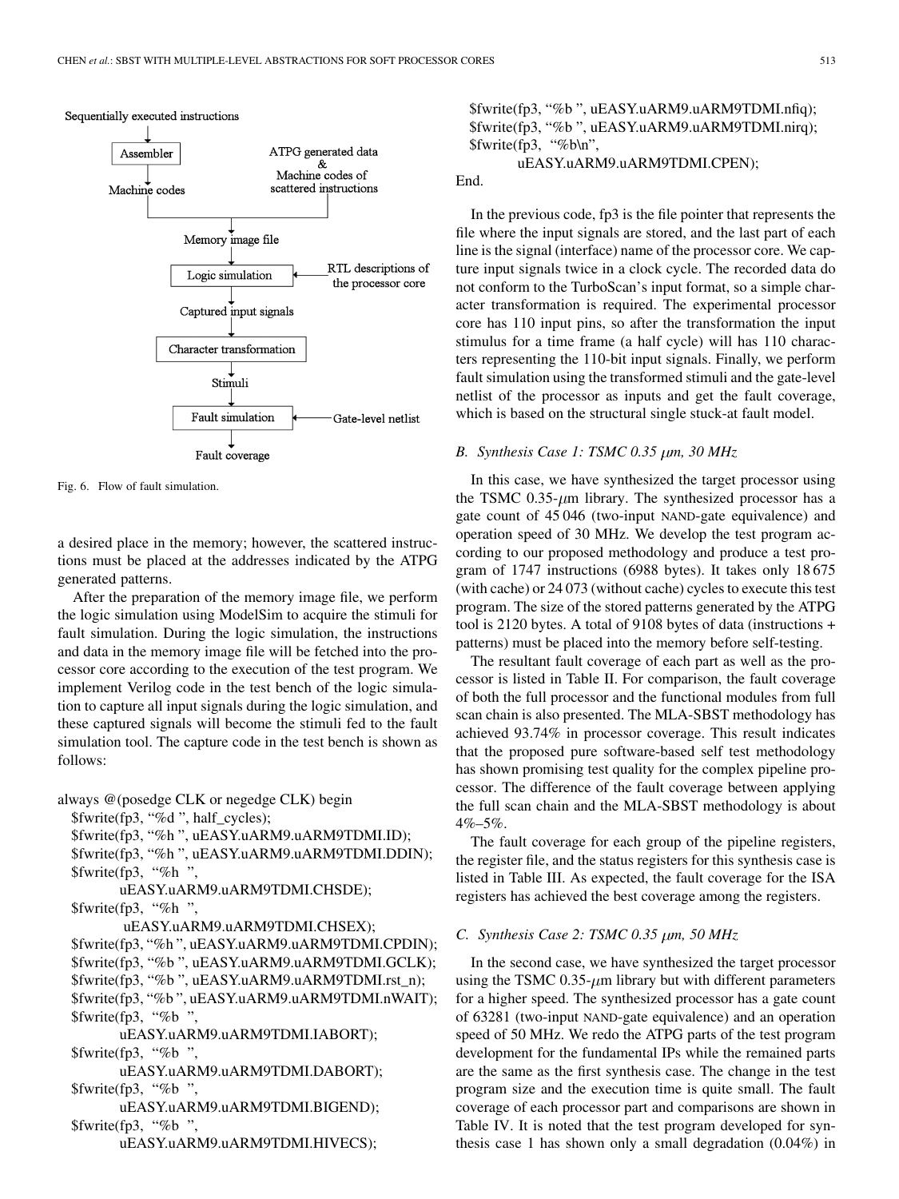Sequentially executed instructions → Assembler → Machine codes; ATPG generated data & Machine codes of scattered instructions → Memory image file → Logic simulation (← RTL descriptions of the processor core) → Captured input signals → Character transformation → Stimuli → Fault simulation (← Gate-level netlist) → Fault coverage

Fig. 6. Flow of fault simulation.

a desired place in the memory; however, the scattered instructions must be placed at the addresses indicated by the ATPG generated patterns.

After the preparation of the memory image file, we perform the logic simulation using ModelSim to acquire the stimuli for fault simulation. During the logic simulation, the instructions and data in the memory image file will be fetched into the processor core according to the execution of the test program. We implement Verilog code in the test bench of the logic simulation to capture all input signals during the logic simulation, and these captured signals will become the stimuli fed to the fault simulation tool. The capture code in the test bench is shown as follows:

```
always @(posedge CLK or negedge CLK) begin
  $fwrite(fp3, "%d ", half_cycles);
  $fwrite(fp3, "%h ", uEASY.uARM9.uARM9TDMI.ID);
  $fwrite(fp3, "%h ", uEASY.uARM9.uARM9TDMI.DDIN);
  $fwrite(fp3, "%h ",
        uEASY.uARM9.uARM9TDMI.CHSDE);
  $fwrite(fp3, "%h ",
        uEASY.uARM9.uARM9TDMI.CHSEX);
  $fwrite(fp3, "%h ", uEASY.uARM9.uARM9TDMI.CPDIN);
  $fwrite(fp3, "%b ", uEASY.uARM9.uARM9TDMI.GCLK);
  $fwrite(fp3, "%b ", uEASY.uARM9.uARM9TDMI.rst_n);
  $fwrite(fp3, "%b ", uEASY.uARM9.uARM9TDMI.nWAIT);
  $fwrite(fp3, "%b ",
        uEASY.uARM9.uARM9TDMI.IABORT);
  $fwrite(fp3, "%b ",
        uEASY.uARM9.uARM9TDMI.DABORT);
  $fwrite(fp3, "%b ",
        uEASY.uARM9.uARM9TDMI.BIGEND);
  $fwrite(fp3, "%b ",
        uEASY.uARM9.uARM9TDMI.HIVECS);
  $fwrite(fp3, "%b ", uEASY.uARM9.uARM9TDMI.nfiq);
  $fwrite(fp3, "%b ", uEASY.uARM9.uARM9TDMI.nirq);
  $fwrite(fp3, "%b\n",
        uEASY.uARM9.uARM9TDMI.CPEN);
End.
```

In the previous code, fp3 is the file pointer that represents the file where the input signals are stored, and the last part of each line is the signal (interface) name of the processor core. We capture input signals twice in a clock cycle. The recorded data do not conform to the TurboScan's input format, so a simple character transformation is required. The experimental processor core has 110 input pins, so after the transformation the input stimulus for a time frame (a half cycle) will has 110 characters representing the 110-bit input signals. Finally, we perform fault simulation using the transformed stimuli and the gate-level netlist of the processor as inputs and get the fault coverage, which is based on the structural single stuck-at fault model.

### B. Synthesis Case 1: TSMC 0.35 $\mu$m, 30 MHz

In this case, we have synthesized the target processor using the TSMC 0.35-$\mu$m library. The synthesized processor has a gate count of 45 046 (two-input NAND-gate equivalence) and operation speed of 30 MHz. We develop the test program according to our proposed methodology and produce a test program of 1747 instructions (6988 bytes). It takes only 18 675 (with cache) or 24 073 (without cache) cycles to execute this test program. The size of the stored patterns generated by the ATPG tool is 2120 bytes. A total of 9108 bytes of data (instructions + patterns) must be placed into the memory before self-testing.

The resultant fault coverage of each part as well as the processor is listed in Table II. For comparison, the fault coverage of both the full processor and the functional modules from full scan chain is also presented. The MLA-SBST methodology has achieved 93.74% in processor coverage. This result indicates that the proposed pure software-based self test methodology has shown promising test quality for the complex pipeline processor. The difference of the fault coverage between applying the full scan chain and the MLA-SBST methodology is about 4%–5%.

The fault coverage for each group of the pipeline registers, the register file, and the status registers for this synthesis case is listed in Table III. As expected, the fault coverage for the ISA registers has achieved the best coverage among the registers.

### C. Synthesis Case 2: TSMC 0.35 $\mu$m, 50 MHz

In the second case, we have synthesized the target processor using the TSMC 0.35-$\mu$m library but with different parameters for a higher speed. The synthesized processor has a gate count of 63281 (two-input NAND-gate equivalence) and an operation speed of 50 MHz. We redo the ATPG parts of the test program development for the fundamental IPs while the remained parts are the same as the first synthesis case. The change in the test program size and the execution time is quite small. The fault coverage of each processor part and comparisons are shown in Table IV. It is noted that the test program developed for synthesis case 1 has shown only a small degradation (0.04%) in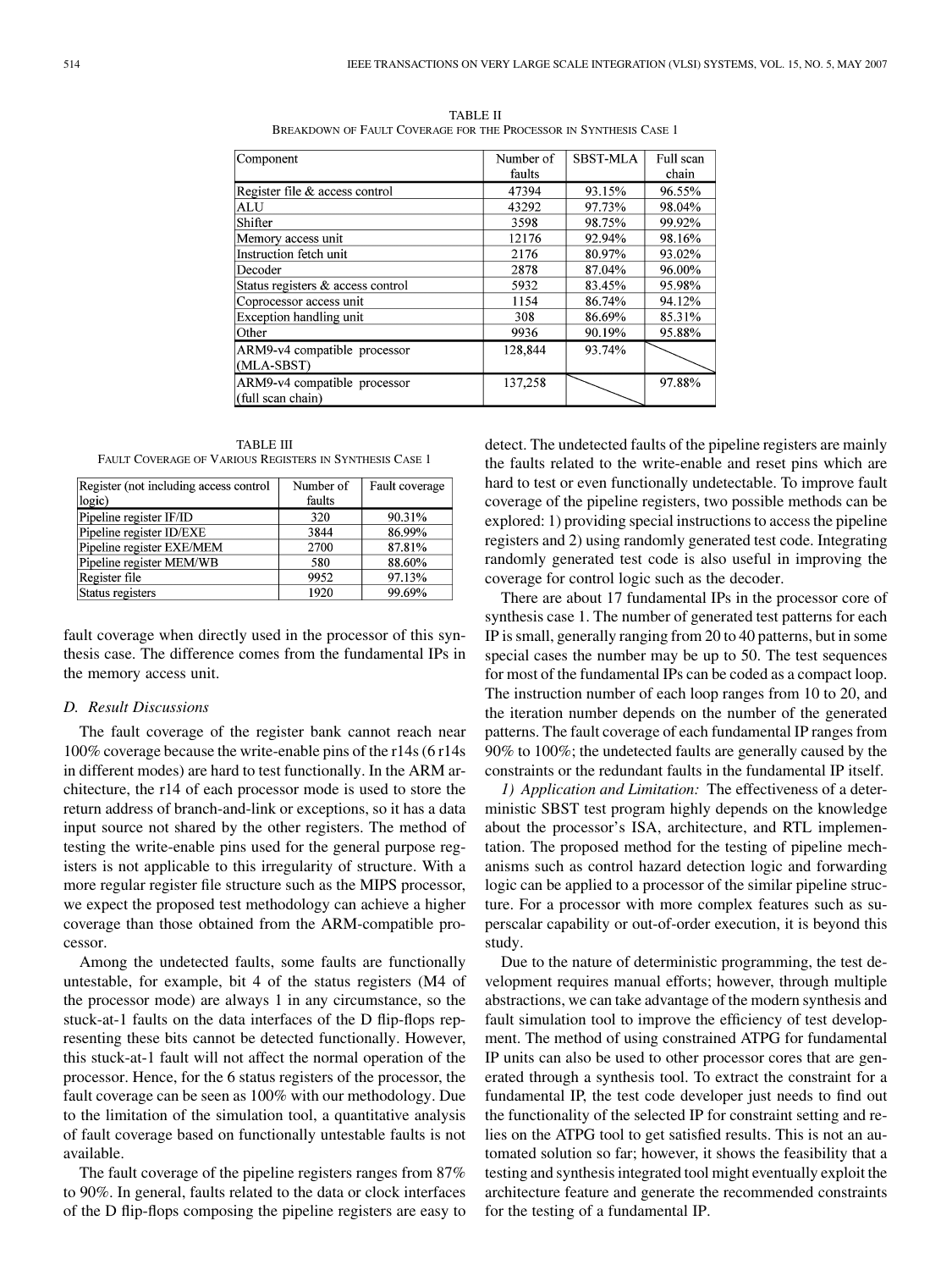TABLE II
BREAKDOWN OF FAULT COVERAGE FOR THE PROCESSOR IN SYNTHESIS CASE 1

| Component | Number of faults | SBST-MLA | Full scan chain |
|---|---|---|---|
| Register file & access control | 47394 | 93.15% | 96.55% |
| ALU | 43292 | 97.73% | 98.04% |
| Shifter | 3598 | 98.75% | 99.92% |
| Memory access unit | 12176 | 92.94% | 98.16% |
| Instruction fetch unit | 2176 | 80.97% | 93.02% |
| Decoder | 2878 | 87.04% | 96.00% |
| Status registers & access control | 5932 | 83.45% | 95.98% |
| Coprocessor access unit | 1154 | 86.74% | 94.12% |
| Exception handling unit | 308 | 86.69% | 85.31% |
| Other | 9936 | 90.19% | 95.88% |
| ARM9-v4 compatible processor (MLA-SBST) | 128,844 | 93.74% | |
| ARM9-v4 compatible processor (full scan chain) | 137,258 | | 97.88% |

TABLE III
FAULT COVERAGE OF VARIOUS REGISTERS IN SYNTHESIS CASE 1

| Register (not including access control logic) | Number of faults | Fault coverage |
|---|---|---|
| Pipeline register IF/ID | 320 | 90.31% |
| Pipeline register ID/EXE | 3844 | 86.99% |
| Pipeline register EXE/MEM | 2700 | 87.81% |
| Pipeline register MEM/WB | 580 | 88.60% |
| Register file | 9952 | 97.13% |
| Status registers | 1920 | 99.69% |

fault coverage when directly used in the processor of this synthesis case. The difference comes from the fundamental IPs in the memory access unit.

### D. Result Discussions

The fault coverage of the register bank cannot reach near 100% coverage because the write-enable pins of the r14s (6 r14s in different modes) are hard to test functionally. In the ARM architecture, the r14 of each processor mode is used to store the return address of branch-and-link or exceptions, so it has a data input source not shared by the other registers. The method of testing the write-enable pins used for the general purpose registers is not applicable to this irregularity of structure. With a more regular register file structure such as the MIPS processor, we expect the proposed test methodology can achieve a higher coverage than those obtained from the ARM-compatible processor.

Among the undetected faults, some faults are functionally untestable, for example, bit 4 of the status registers (M4 of the processor mode) are always 1 in any circumstance, so the stuck-at-1 faults on the data interfaces of the D flip-flops representing these bits cannot be detected functionally. However, this stuck-at-1 fault will not affect the normal operation of the processor. Hence, for the 6 status registers of the processor, the fault coverage can be seen as 100% with our methodology. Due to the limitation of the simulation tool, a quantitative analysis of fault coverage based on functionally untestable faults is not available.

The fault coverage of the pipeline registers ranges from 87% to 90%. In general, faults related to the data or clock interfaces of the D flip-flops composing the pipeline registers are easy to detect. The undetected faults of the pipeline registers are mainly the faults related to the write-enable and reset pins which are hard to test or even functionally undetectable. To improve fault coverage of the pipeline registers, two possible methods can be explored: 1) providing special instructions to access the pipeline registers and 2) using randomly generated test code. Integrating randomly generated test code is also useful in improving the coverage for control logic such as the decoder.

There are about 17 fundamental IPs in the processor core of synthesis case 1. The number of generated test patterns for each IP is small, generally ranging from 20 to 40 patterns, but in some special cases the number may be up to 50. The test sequences for most of the fundamental IPs can be coded as a compact loop. The instruction number of each loop ranges from 10 to 20, and the iteration number depends on the number of the generated patterns. The fault coverage of each fundamental IP ranges from 90% to 100%; the undetected faults are generally caused by the constraints or the redundant faults in the fundamental IP itself.

*1) Application and Limitation:* The effectiveness of a deterministic SBST test program highly depends on the knowledge about the processor's ISA, architecture, and RTL implementation. The proposed method for the testing of pipeline mechanisms such as control hazard detection logic and forwarding logic can be applied to a processor of the similar pipeline structure. For a processor with more complex features such as superscalar capability or out-of-order execution, it is beyond this study.

Due to the nature of deterministic programming, the test development requires manual efforts; however, through multiple abstractions, we can take advantage of the modern synthesis and fault simulation tool to improve the efficiency of test development. The method of using constrained ATPG for fundamental IP units can also be used to other processor cores that are generated through a synthesis tool. To extract the constraint for a fundamental IP, the test code developer just needs to find out the functionality of the selected IP for constraint setting and relies on the ATPG tool to get satisfied results. This is not an automated solution so far; however, it shows the feasibility that a testing and synthesis integrated tool might eventually exploit the architecture feature and generate the recommended constraints for the testing of a fundamental IP.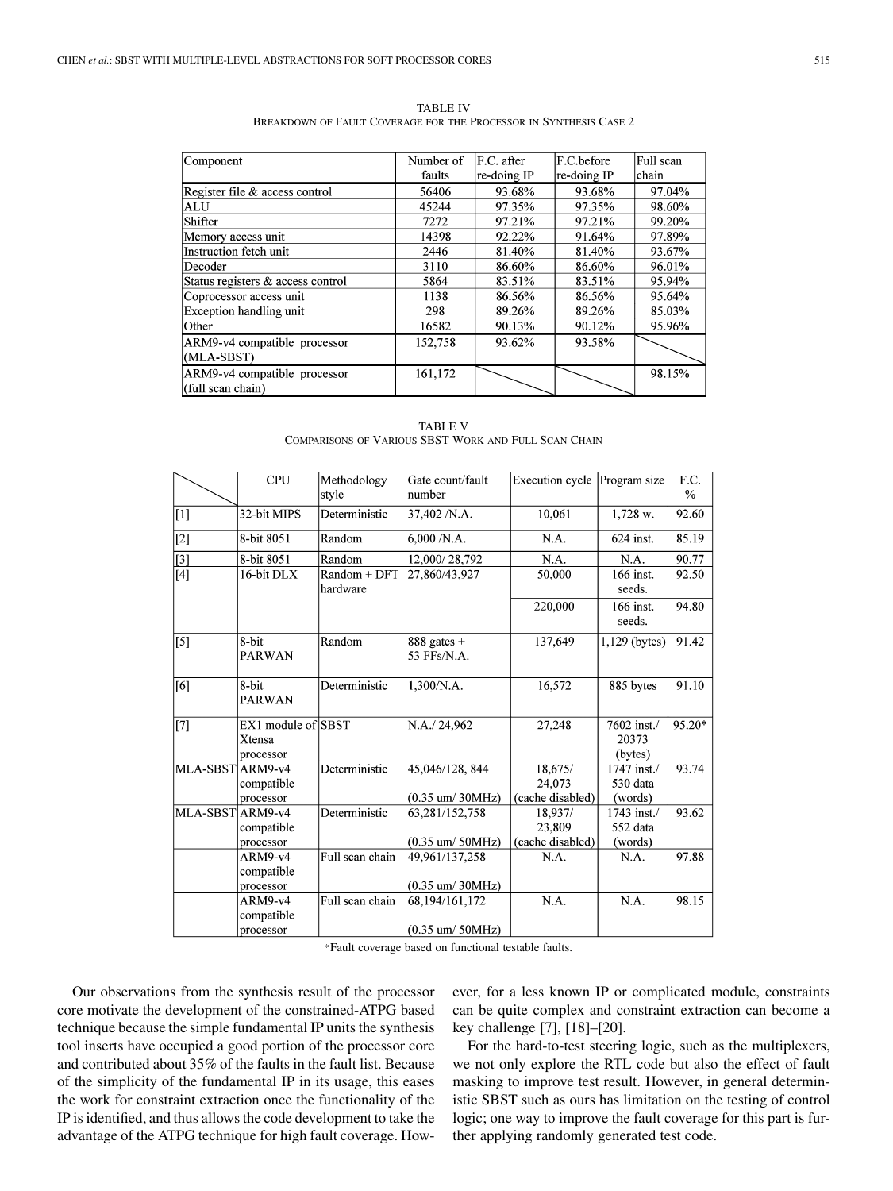TABLE IV
BREAKDOWN OF FAULT COVERAGE FOR THE PROCESSOR IN SYNTHESIS CASE 2

| Component | Number of faults | F.C. after re-doing IP | F.C.before re-doing IP | Full scan chain |
|---|---|---|---|---|
| Register file & access control | 56406 | 93.68% | 93.68% | 97.04% |
| ALU | 45244 | 97.35% | 97.35% | 98.60% |
| Shifter | 7272 | 97.21% | 97.21% | 99.20% |
| Memory access unit | 14398 | 92.22% | 91.64% | 97.89% |
| Instruction fetch unit | 2446 | 81.40% | 81.40% | 93.67% |
| Decoder | 3110 | 86.60% | 86.60% | 96.01% |
| Status registers & access control | 5864 | 83.51% | 83.51% | 95.94% |
| Coprocessor access unit | 1138 | 86.56% | 86.56% | 95.64% |
| Exception handling unit | 298 | 89.26% | 89.26% | 85.03% |
| Other | 16582 | 90.13% | 90.12% | 95.96% |
| ARM9-v4 compatible processor (MLA-SBST) | 152,758 | 93.62% | 93.58% | |
| ARM9-v4 compatible processor (full scan chain) | 161,172 | | | 98.15% |

TABLE V
COMPARISONS OF VARIOUS SBST WORK AND FULL SCAN CHAIN

| | CPU | Methodology style | Gate count/fault number | Execution cycle | Program size | F.C. % |
|---|---|---|---|---|---|---|
| [1] | 32-bit MIPS | Deterministic | 37,402 /N.A. | 10,061 | 1,728 w. | 92.60 |
| [2] | 8-bit 8051 | Random | 6,000 /N.A. | N.A. | 624 inst. | 85.19 |
| [3] | 8-bit 8051 | Random | 12,000/ 28,792 | N.A. | N.A. | 90.77 |
| [4] | 16-bit DLX | Random + DFT hardware | 27,860/43,927 | 50,000 | 166 inst. seeds. | 92.50 |
| | | | | 220,000 | 166 inst. seeds. | 94.80 |
| [5] | 8-bit PARWAN | Random | 888 gates + 53 FFs/N.A. | 137,649 | 1,129 (bytes) | 91.42 |
| [6] | 8-bit PARWAN | Deterministic | 1,300/N.A. | 16,572 | 885 bytes | 91.10 |
| [7] | EX1 module of Xtensa processor | SBST | N.A./ 24,962 | 27,248 | 7602 inst./ 20373 (bytes) | 95.20* |
| MLA-SBST | ARM9-v4 compatible processor | Deterministic | 45,046/128, 844 (0.35 um/ 30MHz) | 18,675/ 24,073 (cache disabled) | 1747 inst./ 530 data (words) | 93.74 |
| MLA-SBST | ARM9-v4 compatible processor | Deterministic | 63,281/152,758 (0.35 um/ 50MHz) | 18,937/ 23,809 (cache disabled) | 1743 inst./ 552 data (words) | 93.62 |
| | ARM9-v4 compatible processor | Full scan chain | 49,961/137,258 (0.35 um/ 30MHz) | N.A. | N.A. | 97.88 |
| | ARM9-v4 compatible processor | Full scan chain | 68,194/161,172 (0.35 um/ 50MHz) | N.A. | N.A. | 98.15 |

*Fault coverage based on functional testable faults.

Our observations from the synthesis result of the processor core motivate the development of the constrained-ATPG based technique because the simple fundamental IP units the synthesis tool inserts have occupied a good portion of the processor core and contributed about 35% of the faults in the fault list. Because of the simplicity of the fundamental IP in its usage, this eases the work for constraint extraction once the functionality of the IP is identified, and thus allows the code development to take the advantage of the ATPG technique for high fault coverage. However, for a less known IP or complicated module, constraints can be quite complex and constraint extraction can become a key challenge [7], [18]–[20].

For the hard-to-test steering logic, such as the multiplexers, we not only explore the RTL code but also the effect of fault masking to improve test result. However, in general deterministic SBST such as ours has limitation on the testing of control logic; one way to improve the fault coverage for this part is further applying randomly generated test code.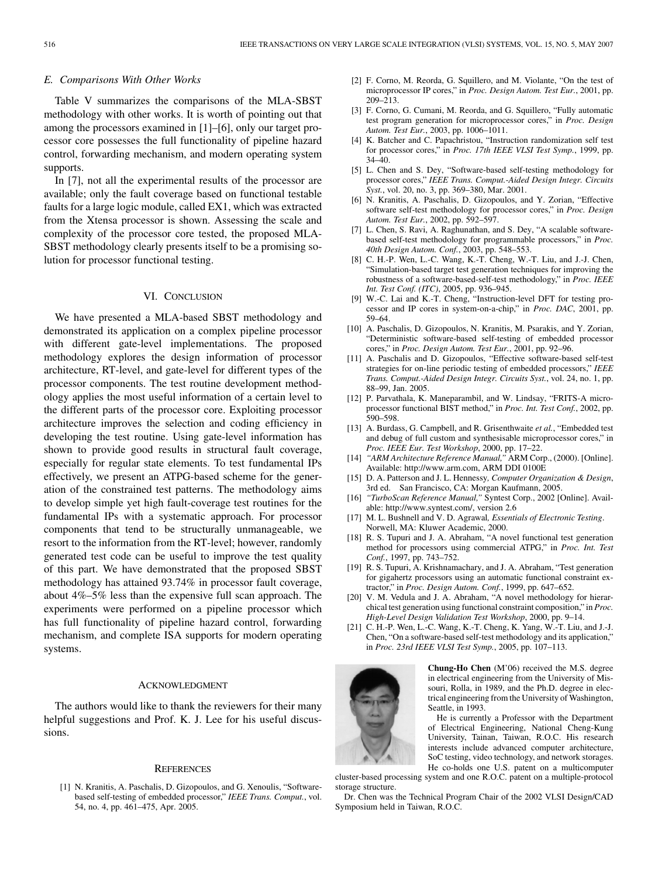### E. Comparisons With Other Works

Table V summarizes the comparisons of the MLA-SBST methodology with other works. It is worth of pointing out that among the processors examined in [1]–[6], only our target processor core possesses the full functionality of pipeline hazard control, forwarding mechanism, and modern operating system supports.

In [7], not all the experimental results of the processor are available; only the fault coverage based on functional testable faults for a large logic module, called EX1, which was extracted from the Xtensa processor is shown. Assessing the scale and complexity of the processor core tested, the proposed MLA-SBST methodology clearly presents itself to be a promising solution for processor functional testing.

## VI. Conclusion

We have presented a MLA-based SBST methodology and demonstrated its application on a complex pipeline processor with different gate-level implementations. The proposed methodology explores the design information of processor architecture, RT-level, and gate-level for different types of the processor components. The test routine development methodology applies the most useful information of a certain level to the different parts of the processor core. Exploiting processor architecture improves the selection and coding efficiency in developing the test routine. Using gate-level information has shown to provide good results in structural fault coverage, especially for regular state elements. To test fundamental IPs effectively, we present an ATPG-based scheme for the generation of the constrained test patterns. The methodology aims to develop simple yet high fault-coverage test routines for the fundamental IPs with a systematic approach. For processor components that tend to be structurally unmanageable, we resort to the information from the RT-level; however, randomly generated test code can be useful to improve the test quality of this part. We have demonstrated that the proposed SBST methodology has attained 93.74% in processor fault coverage, about 4%–5% less than the expensive full scan approach. The experiments were performed on a pipeline processor which has full functionality of pipeline hazard control, forwarding mechanism, and complete ISA supports for modern operating systems.

## Acknowledgment

The authors would like to thank the reviewers for their many helpful suggestions and Prof. K. J. Lee for his useful discussions.

## References

[1] N. Kranitis, A. Paschalis, D. Gizopoulos, and G. Xenoulis, "Software-based self-testing of embedded processor," *IEEE Trans. Comput.*, vol. 54, no. 4, pp. 461–475, Apr. 2005.

[2] F. Corno, M. Reorda, G. Squillero, and M. Violante, "On the test of microprocessor IP cores," in *Proc. Design Autom. Test Eur.*, 2001, pp. 209–213.

[3] F. Corno, G. Cumani, M. Reorda, and G. Squillero, "Fully automatic test program generation for microprocessor cores," in *Proc. Design Autom. Test Eur.*, 2003, pp. 1006–1011.

[4] K. Batcher and C. Papachristou, "Instruction randomization self test for processor cores," in *Proc. 17th IEEE VLSI Test Symp.*, 1999, pp. 34–40.

[5] L. Chen and S. Dey, "Software-based self-testing methodology for processor cores," *IEEE Trans. Comput.-Aided Design Integr. Circuits Syst.*, vol. 20, no. 3, pp. 369–380, Mar. 2001.

[6] N. Kranitis, A. Paschalis, D. Gizopoulos, and Y. Zorian, "Effective software self-test methodology for processor cores," in *Proc. Design Autom. Test Eur.*, 2002, pp. 592–597.

[7] L. Chen, S. Ravi, A. Raghunathan, and S. Dey, "A scalable software-based self-test methodology for programmable processors," in *Proc. 40th Design Autom. Conf.*, 2003, pp. 548–553.

[8] C. H.-P. Wen, L.-C. Wang, K.-T. Cheng, W.-T. Liu, and J.-J. Chen, "Simulation-based target test generation techniques for improving the robustness of a software-based-self-test methodology," in *Proc. IEEE Int. Test Conf. (ITC)*, 2005, pp. 936–945.

[9] W.-C. Lai and K.-T. Cheng, "Instruction-level DFT for testing processor and IP cores in system-on-a-chip," in *Proc. DAC*, 2001, pp. 59–64.

[10] A. Paschalis, D. Gizopoulos, N. Kranitis, M. Psarakis, and Y. Zorian, "Deterministic software-based self-testing of embedded processor cores," in *Proc. Design Autom. Test Eur.*, 2001, pp. 92–96.

[11] A. Paschalis and D. Gizopoulos, "Effective software-based self-test strategies for on-line periodic testing of embedded processors," *IEEE Trans. Comput.-Aided Design Integr. Circuits Syst.*, vol. 24, no. 1, pp. 88–99, Jan. 2005.

[12] P. Parvathala, K. Maneparambil, and W. Lindsay, "FRITS-A microprocessor functional BIST method," in *Proc. Int. Test Conf.*, 2002, pp. 590–598.

[13] A. Burdass, G. Campbell, and R. Grisenthwaite *et al.*, "Embedded test and debug of full custom and synthesisable microprocessor cores," in *Proc. IEEE Eur. Test Workshop*, 2000, pp. 17–22.

[14] *"ARM Architecture Reference Manual,"* ARM Corp., (2000). [Online]. Available: http://www.arm.com, ARM DDI 0100E

[15] D. A. Patterson and J. L. Hennessy, *Computer Organization & Design*, 3rd ed. San Francisco, CA: Morgan Kaufmann, 2005.

[16] *"TurboScan Reference Manual,"* Syntest Corp., 2002 [Online]. Available: http://www.syntest.com/, version 2.6

[17] M. L. Bushnell and V. D. Agrawal, *Essentials of Electronic Testing*. Norwell, MA: Kluwer Academic, 2000.

[18] R. S. Tupuri and J. A. Abraham, "A novel functional test generation method for processors using commercial ATPG," in *Proc. Int. Test Conf.*, 1997, pp. 743–752.

[19] R. S. Tupuri, A. Krishnamachary, and J. A. Abraham, "Test generation for gigahertz processors using an automatic functional constraint extractor," in *Proc. Design Autom. Conf.*, 1999, pp. 647–652.

[20] V. M. Vedula and J. A. Abraham, "A novel methodology for hierarchical test generation using functional constraint composition," in *Proc. High-Level Design Validation Test Workshop*, 2000, pp. 9–14.

[21] C. H.-P. Wen, L.-C. Wang, K.-T. Cheng, K. Yang, W.-T. Liu, and J.-J. Chen, "On a software-based self-test methodology and its application," in *Proc. 23rd IEEE VLSI Test Symp.*, 2005, pp. 107–113.

**Chung-Ho Chen** (M'06) received the M.S. degree in electrical engineering from the University of Missouri, Rolla, in 1989, and the Ph.D. degree in electrical engineering from the University of Washington, Seattle, in 1993.

He is currently a Professor with the Department of Electrical Engineering, National Cheng-Kung University, Tainan, Taiwan, R.O.C. His research interests include advanced computer architecture, SoC testing, video technology, and network storages. He co-holds one U.S. patent on a multicomputer cluster-based processing system and one R.O.C. patent on a multiple-protocol storage structure.

Dr. Chen was the Technical Program Chair of the 2002 VLSI Design/CAD Symposium held in Taiwan, R.O.C.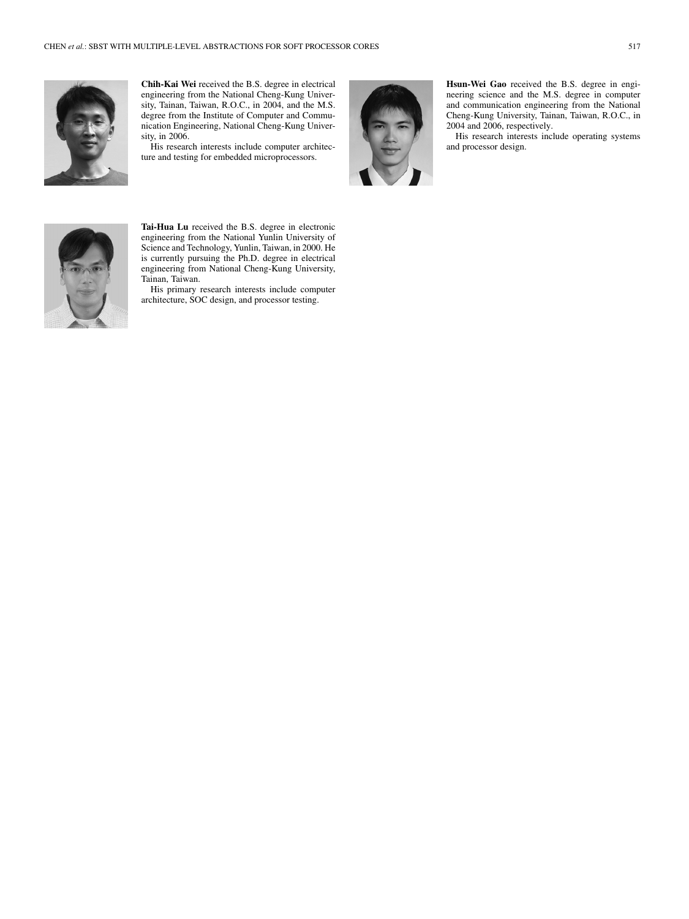**Chih-Kai Wei** received the B.S. degree in electrical engineering from the National Cheng-Kung University, Tainan, Taiwan, R.O.C., in 2004, and the M.S. degree from the Institute of Computer and Communication Engineering, National Cheng-Kung University, in 2006.

His research interests include computer architecture and testing for embedded microprocessors.

**Tai-Hua Lu** received the B.S. degree in electronic engineering from the National Yunlin University of Science and Technology, Yunlin, Taiwan, in 2000. He is currently pursuing the Ph.D. degree in electrical engineering from National Cheng-Kung University, Tainan, Taiwan.

His primary research interests include computer architecture, SOC design, and processor testing.

**Hsun-Wei Gao** received the B.S. degree in engineering science and the M.S. degree in computer and communication engineering from the National Cheng-Kung University, Tainan, Taiwan, R.O.C., in 2004 and 2006, respectively.

His research interests include operating systems and processor design.